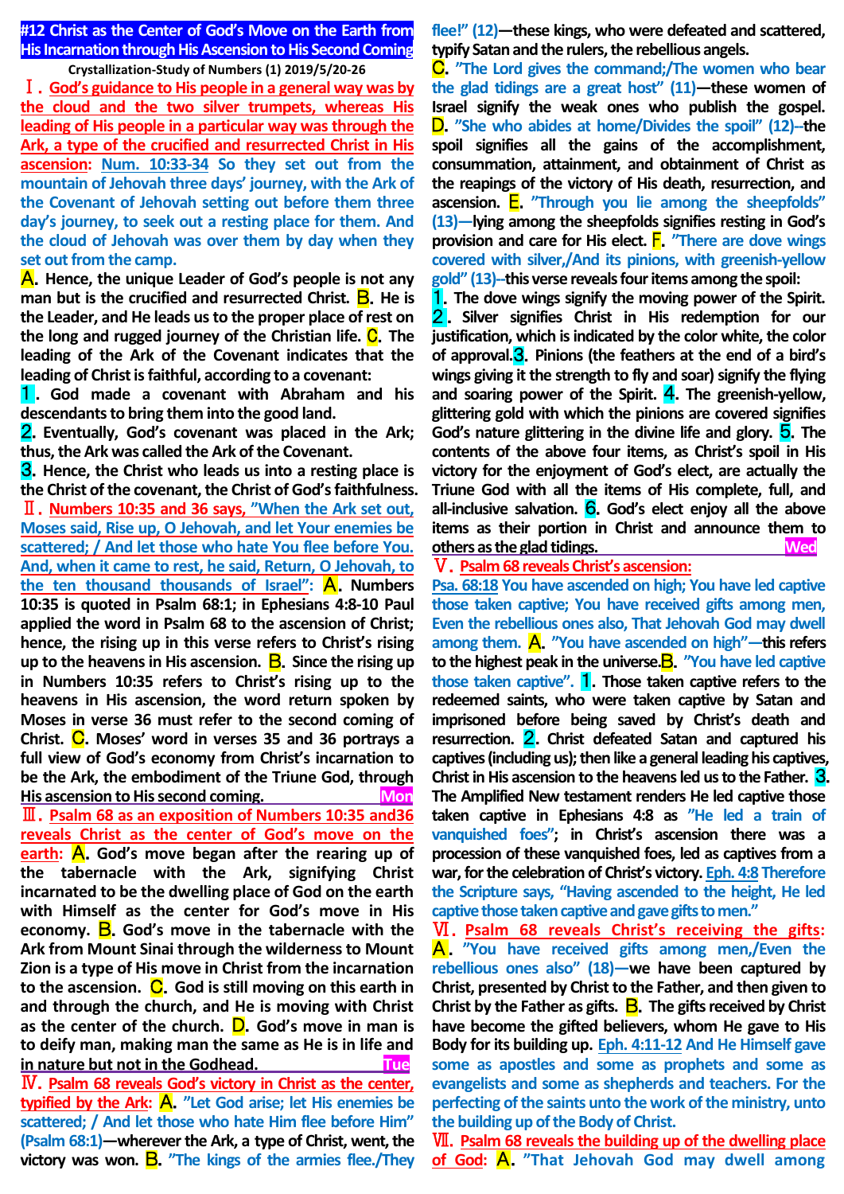# #12 Christ as the Center of God's Move on the Earth from His Incarnation through His Ascension to His Second Coming

Crystallization-Study of Numbers (1) 2019/5/20-26

**Ⅰ. God's guidance to His people in a general way was by the cloud and the two silver trumpets, whereas His leading of His people in a particular way was through the Ark, a type of the crucified and resurrected Christ in His ascension:** Num. 10:33-34 So they set out from the mountain of Jehovah three days' journey, with the Ark of the Covenant of Jehovah setting out before them three day's journey, to seek out a resting place for them. And the cloud of Jehovah was over them by day when they set out from the camp.

A. Hence, the unique Leader of God's people is not any man but is the crucified and resurrected Christ. B. He is the Leader, and He leads us to the proper place of rest on the long and rugged journey of the Christian life. C. The leading of the Ark of the Covenant indicates that the leading of Christ is faithful, according to a covenant:

1. God made a covenant with Abraham and his descendants to bring them into the good land.
2. Eventually, God's covenant was placed in the Ark; thus, the Ark was called the Ark of the Covenant.
3. Hence, the Christ who leads us into a resting place is the Christ of the covenant, the Christ of God's faithfulness.

**Ⅱ. Numbers 10:35 and 36 says, "When the Ark set out, Moses said, Rise up, O Jehovah, and let Your enemies be scattered; / And let those who hate You flee before You. And, when it came to rest, he said, Return, O Jehovah, to the ten thousand thousands of Israel":** A. Numbers 10:35 is quoted in Psalm 68:1; in Ephesians 4:8-10 Paul applied the word in Psalm 68 to the ascension of Christ; hence, the rising up in this verse refers to Christ's rising up to the heavens in His ascension. B. Since the rising up in Numbers 10:35 refers to Christ's rising up to the heavens in His ascension, the word return spoken by Moses in verse 36 must refer to the second coming of Christ. C. Moses' word in verses 35 and 36 portrays a full view of God's economy from Christ's incarnation to be the Ark, the embodiment of the Triune God, through His ascension to His second coming. Mon

**Ⅲ. Psalm 68 as an exposition of Numbers 10:35 and36 reveals Christ as the center of God's move on the earth:** A. God's move began after the rearing up of the tabernacle with the Ark, signifying Christ incarnated to be the dwelling place of God on the earth with Himself as the center for God's move in His economy. B. God's move in the tabernacle with the Ark from Mount Sinai through the wilderness to Mount Zion is a type of His move in Christ from the incarnation to the ascension. C. God is still moving on this earth in and through the church, and He is moving with Christ as the center of the church. D. God's move in man is to deify man, making man the same as He is in life and in nature but not in the Godhead. Tue

**Ⅳ. Psalm 68 reveals God's victory in Christ as the center, typified by the Ark:** A. "Let God arise; let His enemies be scattered; / And let those who hate Him flee before Him" (Psalm 68:1)—wherever the Ark, a type of Christ, went, the victory was won. B. "The kings of the armies flee./They flee!" (12)—these kings, who were defeated and scattered, typify Satan and the rulers, the rebellious angels. C. "The Lord gives the command;/The women who bear the glad tidings are a great host" (11)—these women of Israel signify the weak ones who publish the gospel. D. "She who abides at home/Divides the spoil" (12)--the spoil signifies all the gains of the accomplishment, consummation, attainment, and obtainment of Christ as the reapings of the victory of His death, resurrection, and ascension. E. "Through you lie among the sheepfolds" (13)—lying among the sheepfolds signifies resting in God's provision and care for His elect. F. "There are dove wings covered with silver,/And its pinions, with greenish-yellow gold" (13)--this verse reveals four items among the spoil:

1. The dove wings signify the moving power of the Spirit.
2. Silver signifies Christ in His redemption for our justification, which is indicated by the color white, the color of approval.
3. Pinions (the feathers at the end of a bird's wings giving it the strength to fly and soar) signify the flying and soaring power of the Spirit.
4. The greenish-yellow, glittering gold with which the pinions are covered signifies God's nature glittering in the divine life and glory.
5. The contents of the above four items, as Christ's spoil in His victory for the enjoyment of God's elect, are actually the Triune God with all the items of His complete, full, and all-inclusive salvation.
6. God's elect enjoy all the above items as their portion in Christ and announce them to others as the glad tidings. Wed

**Ⅴ. Psalm 68 reveals Christ's ascension:**

Psa. 68:18 You have ascended on high; You have led captive those taken captive; You have received gifts among men, Even the rebellious ones also, That Jehovah God may dwell among them.

A. "You have ascended on high"—this refers to the highest peak in the universe. B. "You have led captive those taken captive".

1. Those taken captive refers to the redeemed saints, who were taken captive by Satan and imprisoned before being saved by Christ's death and resurrection.
2. Christ defeated Satan and captured his captives (including us); then like a general leading his captives, Christ in His ascension to the heavens led us to the Father.
3. The Amplified New testament renders He led captive those taken captive in Ephesians 4:8 as "He led a train of vanquished foes"; in Christ's ascension there was a procession of these vanquished foes, led as captives from a war, for the celebration of Christ's victory. Eph. 4:8 Therefore the Scripture says, "Having ascended to the height, He led captive those taken captive and gave gifts to men."

**Ⅵ. Psalm 68 reveals Christ's receiving the gifts:** A. "You have received gifts among men,/Even the rebellious ones also" (18)—we have been captured by Christ, presented by Christ to the Father, and then given to Christ by the Father as gifts. B. The gifts received by Christ have become the gifted believers, whom He gave to His Body for its building up. Eph. 4:11-12 And He Himself gave some as apostles and some as prophets and some as evangelists and some as shepherds and teachers. For the perfecting of the saints unto the work of the ministry, unto the building up of the Body of Christ.

**Ⅶ. Psalm 68 reveals the building up of the dwelling place of God:** A. "That Jehovah God may dwell among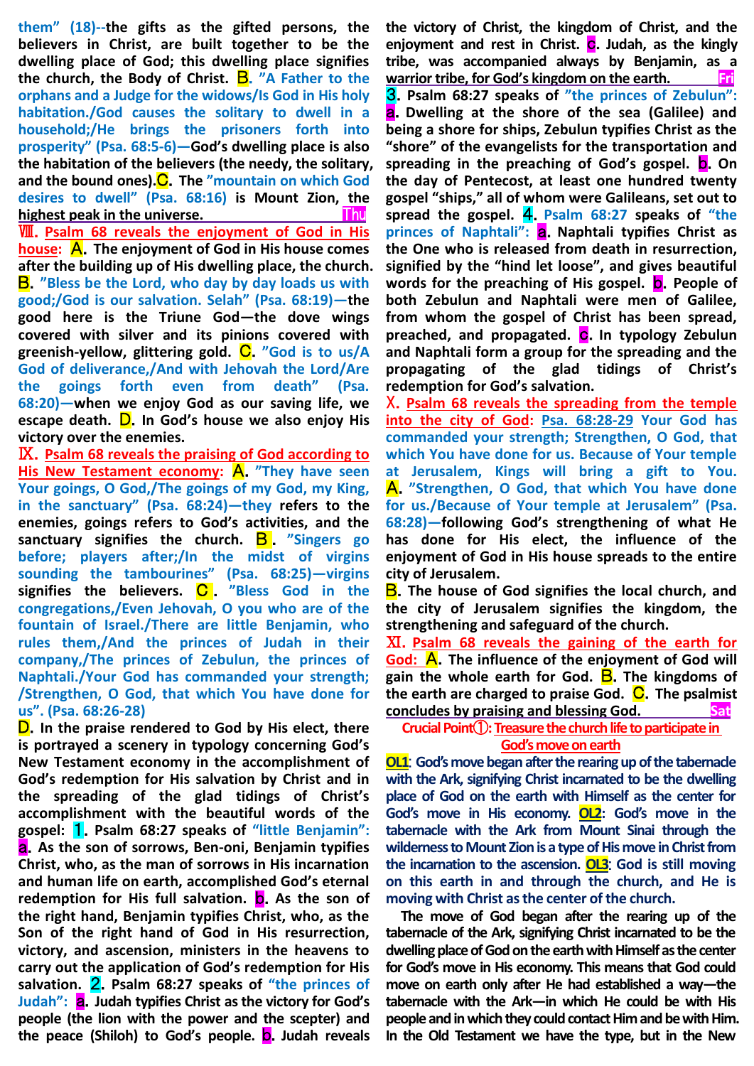them" (18)--the gifts as the gifted persons, the believers in Christ, are built together to be the dwelling place of God; this dwelling place signifies the church, the Body of Christ. **B**. "A Father to the orphans and a Judge for the widows/Is God in His holy habitation./God causes the solitary to dwell in a household;/He brings the prisoners forth into prosperity" (Psa. 68:5-6)—God's dwelling place is also the habitation of the believers (the needy, the solitary, and the bound ones).**C**. The "mountain on which God desires to dwell" (Psa. 68:16) is Mount Zion, the highest peak in the universe. Thu

**Ⅷ. Psalm 68 reveals the enjoyment of God in His house:** **A**. The enjoyment of God in His house comes after the building up of His dwelling place, the church. **B**. "Bless be the Lord, who day by day loads us with good;/God is our salvation. Selah" (Psa. 68:19)—the good here is the Triune God—the dove wings covered with silver and its pinions covered with greenish-yellow, glittering gold. **C**. "God is to us/A God of deliverance,/And with Jehovah the Lord/Are the goings forth even from death" (Psa. 68:20)—when we enjoy God as our saving life, we escape death. **D**. In God's house we also enjoy His victory over the enemies.

**Ⅸ. Psalm 68 reveals the praising of God according to His New Testament economy:** **A**. "They have seen Your goings, O God,/The goings of my God, my King, in the sanctuary" (Psa. 68:24)—they refers to the enemies, goings refers to God's activities, and the sanctuary signifies the church. **B**. "Singers go before; players after;/In the midst of virgins sounding the tambourines" (Psa. 68:25)—virgins signifies the believers. **C**. "Bless God in the congregations,/Even Jehovah, O you who are of the fountain of Israel./There are little Benjamin, who rules them,/And the princes of Judah in their company,/The princes of Zebulun, the princes of Naphtali./Your God has commanded your strength; /Strengthen, O God, that which You have done for us". (Psa. 68:26-28)

**D**. In the praise rendered to God by His elect, there is portrayed a scenery in typology concerning God's New Testament economy in the accomplishment of God's redemption for His salvation by Christ and in the spreading of the glad tidings of Christ's accomplishment with the beautiful words of the gospel: **1**. Psalm 68:27 speaks of "little Benjamin": **a**. As the son of sorrows, Ben-oni, Benjamin typifies Christ, who, as the man of sorrows in His incarnation and human life on earth, accomplished God's eternal redemption for His full salvation. **b**. As the son of the right hand, Benjamin typifies Christ, who, as the Son of the right hand of God in His resurrection, victory, and ascension, ministers in the heavens to carry out the application of God's redemption for His salvation. **2**. Psalm 68:27 speaks of "the princes of Judah": **a**. Judah typifies Christ as the victory for God's people (the lion with the power and the scepter) and the peace (Shiloh) to God's people. **b**. Judah reveals the victory of Christ, the kingdom of Christ, and the enjoyment and rest in Christ. **c**. Judah, as the kingly tribe, was accompanied always by Benjamin, as a warrior tribe, for God's kingdom on the earth. Fri

**3**. Psalm 68:27 speaks of "the princes of Zebulun": **a**. Dwelling at the shore of the sea (Galilee) and being a shore for ships, Zebulun typifies Christ as the "shore" of the evangelists for the transportation and spreading in the preaching of God's gospel. **b**. On the day of Pentecost, at least one hundred twenty gospel "ships," all of whom were Galileans, set out to spread the gospel. **4**. Psalm 68:27 speaks of "the princes of Naphtali": **a**. Naphtali typifies Christ as the One who is released from death in resurrection, signified by the "hind let loose", and gives beautiful words for the preaching of His gospel. **b**. People of both Zebulun and Naphtali were men of Galilee, from whom the gospel of Christ has been spread, preached, and propagated. **c**. In typology Zebulun and Naphtali form a group for the spreading and the propagating of the glad tidings of Christ's redemption for God's salvation.

**Ⅹ. Psalm 68 reveals the spreading from the temple into the city of God:** Psa. 68:28-29 Your God has commanded your strength; Strengthen, O God, that which You have done for us. Because of Your temple at Jerusalem, Kings will bring a gift to You. **A**. "Strengthen, O God, that which You have done for us./Because of Your temple at Jerusalem" (Psa. 68:28)—following God's strengthening of what He has done for His elect, the influence of the enjoyment of God in His house spreads to the entire city of Jerusalem.

**B**. The house of God signifies the local church, and the city of Jerusalem signifies the kingdom, the strengthening and safeguard of the church.

**Ⅺ. Psalm 68 reveals the gaining of the earth for God:** **A**. The influence of the enjoyment of God will gain the whole earth for God. **B**. The kingdoms of the earth are charged to praise God. **C**. The psalmist concludes by praising and blessing God. Sat

**Crucial Point①: Treasure the church life to participate in God's move on earth**

**OL1**: God's move began after the rearing up of the tabernacle with the Ark, signifying Christ incarnated to be the dwelling place of God on the earth with Himself as the center for God's move in His economy. **OL2**: God's move in the tabernacle with the Ark from Mount Sinai through the wilderness to Mount Zion is a type of His move in Christ from the incarnation to the ascension. **OL3**: God is still moving on this earth in and through the church, and He is moving with Christ as the center of the church.

The move of God began after the rearing up of the tabernacle of the Ark, signifying Christ incarnated to be the dwelling place of God on the earth with Himself as the center for God's move in His economy. This means that God could move on earth only after He had established a way—the tabernacle with the Ark—in which He could be with His people and in which they could contact Him and be with Him. In the Old Testament we have the type, but in the New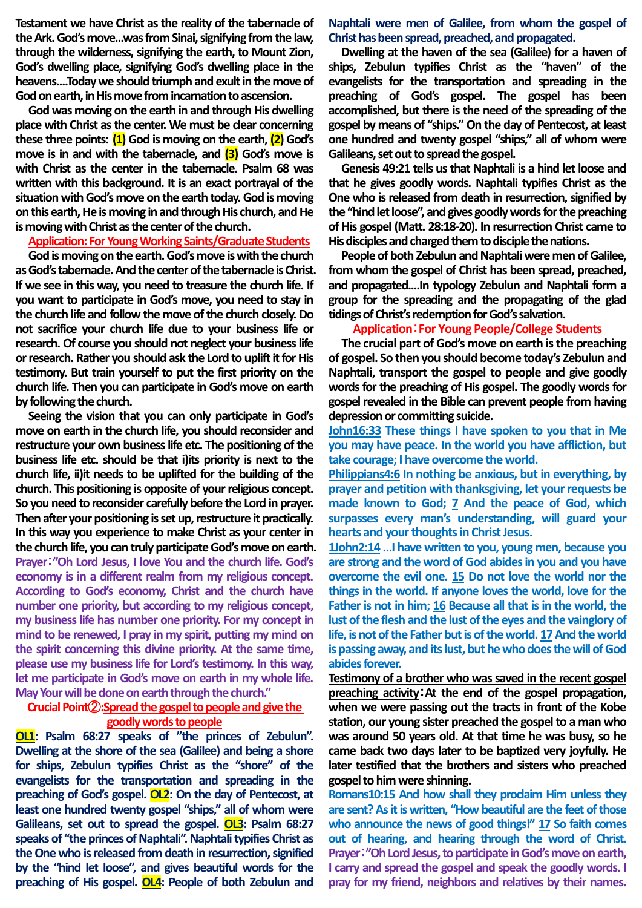Testament we have Christ as the reality of the tabernacle of the Ark. God's move...was from Sinai, signifying from the law, through the wilderness, signifying the earth, to Mount Zion, God's dwelling place, signifying God's dwelling place in the heavens....Today we should triumph and exult in the move of God on earth, in His move from incarnation to ascension.

God was moving on the earth in and through His dwelling place with Christ as the center. We must be clear concerning these three points: **(1)** God is moving on the earth, **(2)** God's move is in and with the tabernacle, and **(3)** God's move is with Christ as the center in the tabernacle. Psalm 68 was written with this background. It is an exact portrayal of the situation with God's move on the earth today. God is moving on this earth, He is moving in and through His church, and He is moving with Christ as the center of the church.

**Application: For Young Working Saints/Graduate Students**

God is moving on the earth. God's move is with the church as God's tabernacle. And the center of the tabernacle is Christ. If we see in this way, you need to treasure the church life. If you want to participate in God's move, you need to stay in the church life and follow the move of the church closely. Do not sacrifice your church life due to your business life or research. Of course you should not neglect your business life or research. Rather you should ask the Lord to uplift it for His testimony. But train yourself to put the first priority on the church life. Then you can participate in God's move on earth by following the church.

Seeing the vision that you can only participate in God's move on earth in the church life, you should reconsider and restructure your own business life etc. The positioning of the business life etc. should be that i)its priority is next to the church life, ii)it needs to be uplifted for the building of the church. This positioning is opposite of your religious concept. So you need to reconsider carefully before the Lord in prayer. Then after your positioning is set up, restructure it practically. In this way you experience to make Christ as your center in the church life, you can truly participate God's move on earth.

Prayer:"Oh Lord Jesus, I love You and the church life. God's economy is in a different realm from my religious concept. According to God's economy, Christ and the church have number one priority, but according to my religious concept, my business life has number one priority. For my concept in mind to be renewed, I pray in my spirit, putting my mind on the spirit concerning this divine priority. At the same time, please use my business life for Lord's testimony. In this way, let me participate in God's move on earth in my whole life. May Your will be done on earth through the church."

**Crucial Point②:Spread the gospel to people and give the goodly words to people**

**OL1**: Psalm 68:27 speaks of "the princes of Zebulun". Dwelling at the shore of the sea (Galilee) and being a shore for ships, Zebulun typifies Christ as the "shore" of the evangelists for the transportation and spreading in the preaching of God's gospel. **OL2**: On the day of Pentecost, at least one hundred twenty gospel "ships," all of whom were Galileans, set out to spread the gospel. **OL3**: Psalm 68:27 speaks of "the princes of Naphtali". Naphtali typifies Christ as the One who is released from death in resurrection, signified by the "hind let loose", and gives beautiful words for the preaching of His gospel. **OL4**: People of both Zebulun and Naphtali were men of Galilee, from whom the gospel of Christ has been spread, preached, and propagated.

Dwelling at the haven of the sea (Galilee) for a haven of ships, Zebulun typifies Christ as the "haven" of the evangelists for the transportation and spreading in the preaching of God's gospel. The gospel has been accomplished, but there is the need of the spreading of the gospel by means of "ships." On the day of Pentecost, at least one hundred and twenty gospel "ships," all of whom were Galileans, set out to spread the gospel.

Genesis 49:21 tells us that Naphtali is a hind let loose and that he gives goodly words. Naphtali typifies Christ as the One who is released from death in resurrection, signified by the "hind let loose", and gives goodly words for the preaching of His gospel (Matt. 28:18-20). In resurrection Christ came to His disciples and charged them to disciple the nations.

People of both Zebulun and Naphtali were men of Galilee, from whom the gospel of Christ has been spread, preached, and propagated....In typology Zebulun and Naphtali form a group for the spreading and the propagating of the glad tidings of Christ's redemption for God's salvation.

**Application:For Young People/College Students**

The crucial part of God's move on earth is the preaching of gospel. So then you should become today's Zebulun and Naphtali, transport the gospel to people and give goodly words for the preaching of His gospel. The goodly words for gospel revealed in the Bible can prevent people from having depression or committing suicide.

**John16:33** These things I have spoken to you that in Me you may have peace. In the world you have affliction, but take courage; I have overcome the world.

**Philippians4:6** In nothing be anxious, but in everything, by prayer and petition with thanksgiving, let your requests be made known to God; **7** And the peace of God, which surpasses every man's understanding, will guard your hearts and your thoughts in Christ Jesus.

**1John2:14** ...I have written to you, young men, because you are strong and the word of God abides in you and you have overcome the evil one. **15** Do not love the world nor the things in the world. If anyone loves the world, love for the Father is not in him; **16** Because all that is in the world, the lust of the flesh and the lust of the eyes and the vainglory of life, is not of the Father but is of the world. **17** And the world is passing away, and its lust, but he who does the will of God abides forever.

**Testimony of a brother who was saved in the recent gospel preaching activity**:At the end of the gospel propagation, when we were passing out the tracts in front of the Kobe station, our young sister preached the gospel to a man who was around 50 years old. At that time he was busy, so he came back two days later to be baptized very joyfully. He later testified that the brothers and sisters who preached gospel to him were shinning.

**Romans10:15** And how shall they proclaim Him unless they are sent? As it is written, "How beautiful are the feet of those who announce the news of good things!" **17** So faith comes out of hearing, and hearing through the word of Christ.

Prayer:"Oh Lord Jesus, to participate in God's move on earth, I carry and spread the gospel and speak the goodly words. I pray for my friend, neighbors and relatives by their names.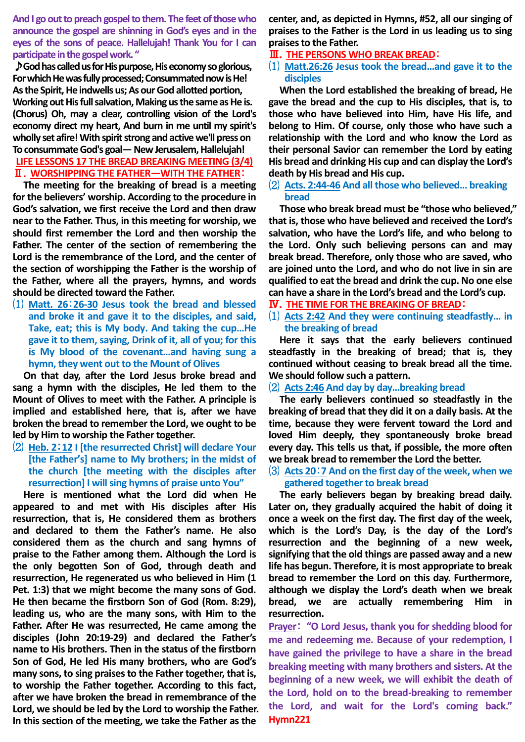**And I go out to preach gospel to them. The feet of those who announce the gospel are shinning in God's eyes and in the eyes of the sons of peace. Hallelujah! Thank You for I can participate in the gospel work. "**

**♪God has called us for His purpose, His economy so glorious, For which He was fully processed; Consummated now is He! As the Spirit, He indwells us; As our God allotted portion, Working out His full salvation, Making us the same as He is. (Chorus) Oh, may a clear, controlling vision of the Lord's economy direct my heart, And burn in me until my spirit's wholly set afire! With spirit strong and active we'll press on To consummate God's goal— New Jerusalem, Hallelujah!**

## LIFE LESSONS 17 THE BREAD BREAKING MEETING (3/4)

### Ⅱ. WORSHIPPING THE FATHER—WITH THE FATHER:

The meeting for the breaking of bread is a meeting for the believers' worship. According to the procedure in God's salvation, we first receive the Lord and then draw near to the Father. Thus, in this meeting for worship, we should first remember the Lord and then worship the Father. The center of the section of remembering the Lord is the remembrance of the Lord, and the center of the section of worshipping the Father is the worship of the Father, where all the prayers, hymns, and words should be directed toward the Father.

⑴ **Matt. 26:26-30 Jesus took the bread and blessed and broke it and gave it to the disciples, and said, Take, eat; this is My body. And taking the cup…He gave it to them, saying, Drink of it, all of you; for this is My blood of the covenant…and having sung a hymn, they went out to the Mount of Olives**

On that day, after the Lord Jesus broke bread and sang a hymn with the disciples, He led them to the Mount of Olives to meet with the Father. A principle is implied and established here, that is, after we have broken the bread to remember the Lord, we ought to be led by Him to worship the Father together.

⑵ **Heb. 2:12 I [the resurrected Christ] will declare Your [the Father's] name to My brothers; in the midst of the church [the meeting with the disciples after resurrection] I will sing hymns of praise unto You"**

Here is mentioned what the Lord did when He appeared to and met with His disciples after His resurrection, that is, He considered them as brothers and declared to them the Father's name. He also considered them as the church and sang hymns of praise to the Father among them. Although the Lord is the only begotten Son of God, through death and resurrection, He regenerated us who believed in Him (1 Pet. 1:3) that we might become the many sons of God. He then became the firstborn Son of God (Rom. 8:29), leading us, who are the many sons, with Him to the Father. After He was resurrected, He came among the disciples (John 20:19-29) and declared the Father's name to His brothers. Then in the status of the firstborn Son of God, He led His many brothers, who are God's many sons, to sing praises to the Father together, that is, to worship the Father together. According to this fact, after we have broken the bread in remembrance of the Lord, we should be led by the Lord to worship the Father. In this section of the meeting, we take the Father as the center, and, as depicted in Hymns, #52, all our singing of praises to the Father is the Lord in us leading us to sing praises to the Father.

### Ⅲ. THE PERSONS WHO BREAK BREAD:

⑴ **Matt.26:26 Jesus took the bread…and gave it to the disciples**

When the Lord established the breaking of bread, He gave the bread and the cup to His disciples, that is, to those who have believed into Him, have His life, and belong to Him. Of course, only those who have such a relationship with the Lord and who know the Lord as their personal Savior can remember the Lord by eating His bread and drinking His cup and can display the Lord's death by His bread and His cup.

⑵ **Acts. 2:44-46 And all those who believed… breaking bread**

Those who break bread must be "those who believed," that is, those who have believed and received the Lord's salvation, who have the Lord's life, and who belong to the Lord. Only such believing persons can and may break bread. Therefore, only those who are saved, who are joined unto the Lord, and who do not live in sin are qualified to eat the bread and drink the cup. No one else can have a share in the Lord's bread and the Lord's cup.

### Ⅳ. THE TIME FOR THE BREAKING OF BREAD:

⑴ **Acts 2:42 And they were continuing steadfastly… in the breaking of bread**

Here it says that the early believers continued steadfastly in the breaking of bread; that is, they continued without ceasing to break bread all the time. We should follow such a pattern.

⑵ **Acts 2:46 And day by day…breaking bread**

The early believers continued so steadfastly in the breaking of bread that they did it on a daily basis. At the time, because they were fervent toward the Lord and loved Him deeply, they spontaneously broke bread every day. This tells us that, if possible, the more often we break bread to remember the Lord the better.

⑶ **Acts 20:7 And on the first day of the week, when we gathered together to break bread**

The early believers began by breaking bread daily. Later on, they gradually acquired the habit of doing it once a week on the first day. The first day of the week, which is the Lord's Day, is the day of the Lord's resurrection and the beginning of a new week, signifying that the old things are passed away and a new life has begun. Therefore, it is most appropriate to break bread to remember the Lord on this day. Furthermore, although we display the Lord's death when we break bread, we are actually remembering Him in resurrection.

**Prayer: "O Lord Jesus, thank you for shedding blood for me and redeeming me. Because of your redemption, I have gained the privilege to have a share in the bread breaking meeting with many brothers and sisters. At the beginning of a new week, we will exhibit the death of the Lord, hold on to the bread-breaking to remember the Lord, and wait for the Lord's coming back."**

**Hymn221**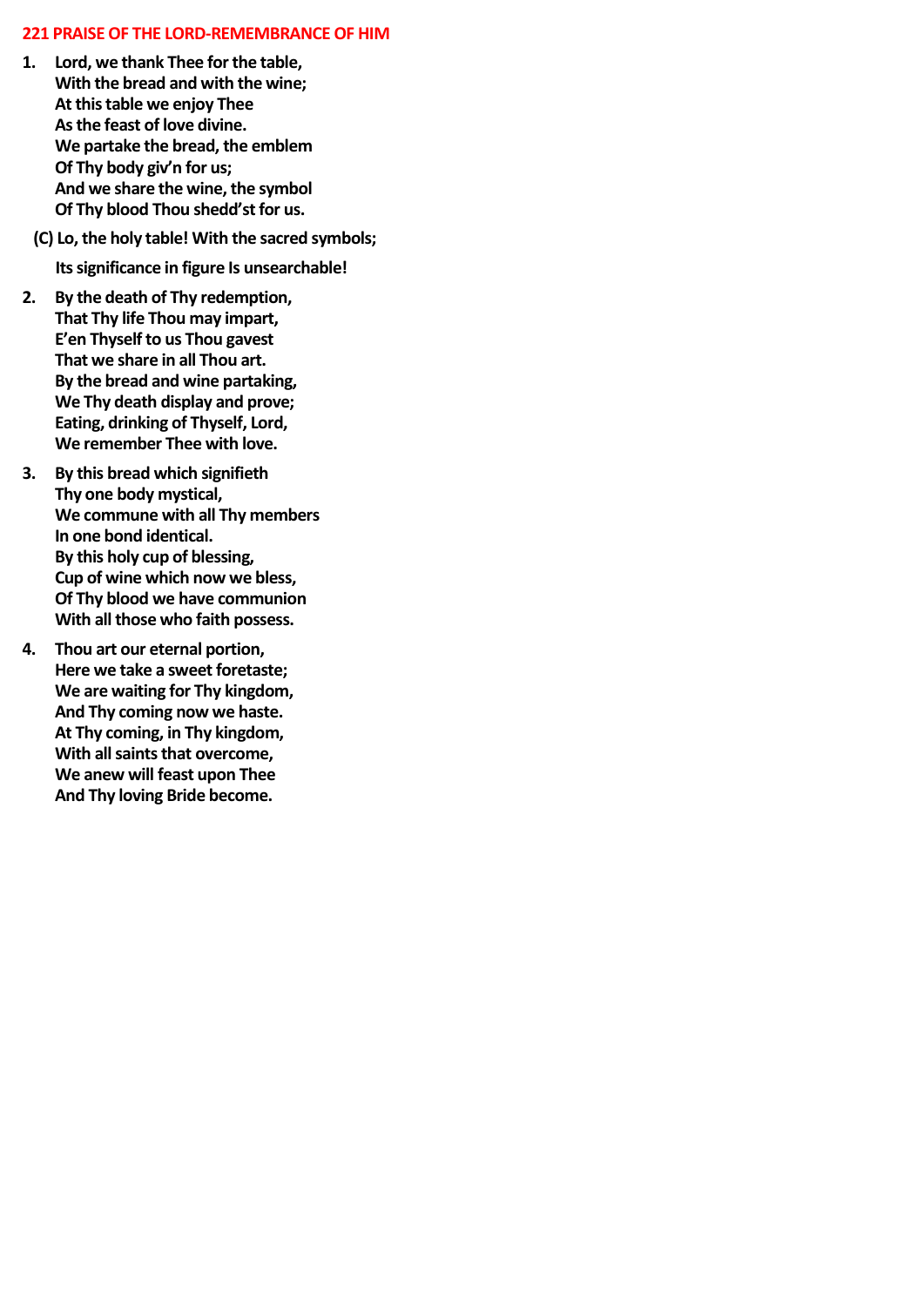## 221 PRAISE OF THE LORD-REMEMBRANCE OF HIM

1. **Lord, we thank Thee for the table,**
   **With the bread and with the wine;**
   **At this table we enjoy Thee**
   **As the feast of love divine.**
   **We partake the bread, the emblem**
   **Of Thy body giv'n for us;**
   **And we share the wine, the symbol**
   **Of Thy blood Thou shedd'st for us.**

   **(C) Lo, the holy table! With the sacred symbols;**

   **Its significance in figure Is unsearchable!**

2. **By the death of Thy redemption,**
   **That Thy life Thou may impart,**
   **E'en Thyself to us Thou gavest**
   **That we share in all Thou art.**
   **By the bread and wine partaking,**
   **We Thy death display and prove;**
   **Eating, drinking of Thyself, Lord,**
   **We remember Thee with love.**

3. **By this bread which signifieth**
   **Thy one body mystical,**
   **We commune with all Thy members**
   **In one bond identical.**
   **By this holy cup of blessing,**
   **Cup of wine which now we bless,**
   **Of Thy blood we have communion**
   **With all those who faith possess.**

4. **Thou art our eternal portion,**
   **Here we take a sweet foretaste;**
   **We are waiting for Thy kingdom,**
   **And Thy coming now we haste.**
   **At Thy coming, in Thy kingdom,**
   **With all saints that overcome,**
   **We anew will feast upon Thee**
   **And Thy loving Bride become.**